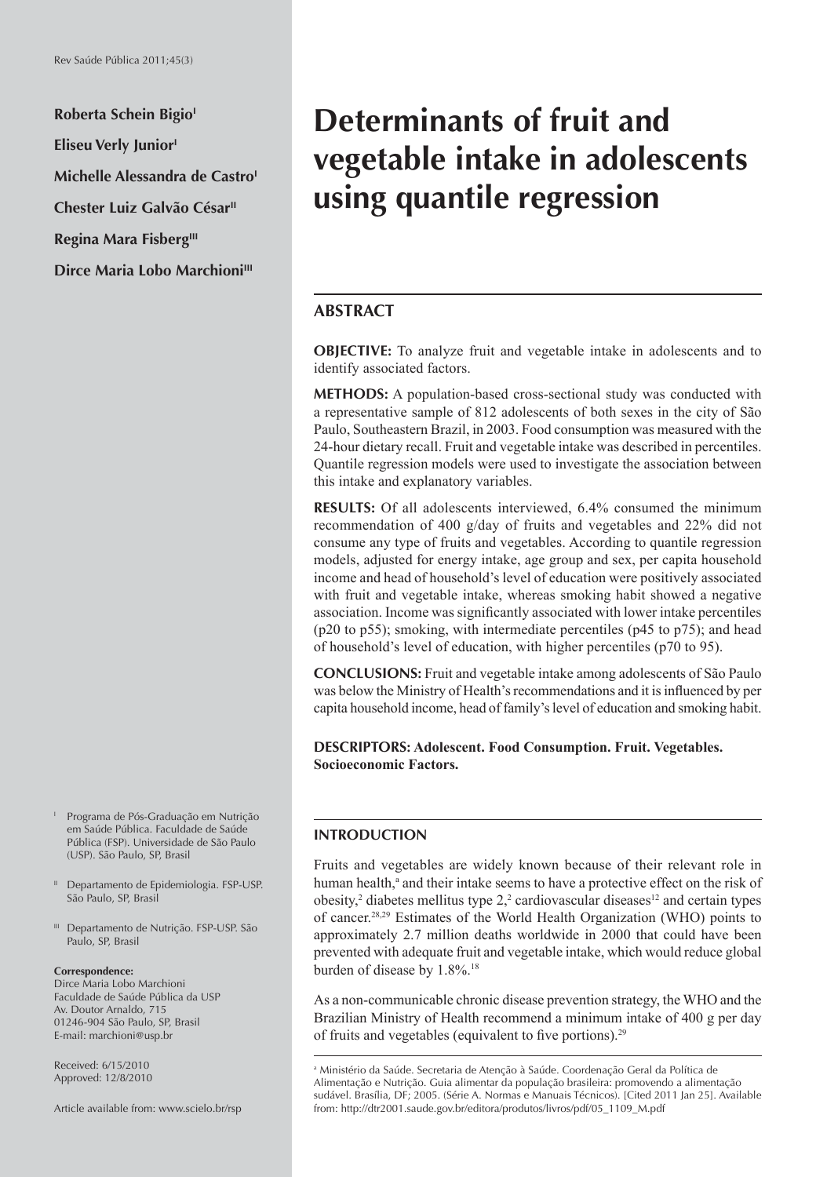Roberta Schein Bigio[I]

Eliseu Verly Junior[I]

Michelle Alessandra de Castro[I]

Chester Luiz Galvão César[II]

Regina Mara Fisberg[III]

Dirce Maria Lobo Marchioni[III]

# Determinants of fruit and vegetable intake in adolescents using quantile regression

## ABSTRACT

**OBJECTIVE:** To analyze fruit and vegetable intake in adolescents and to identify associated factors.

**METHODS:** A population-based cross-sectional study was conducted with a representative sample of 812 adolescents of both sexes in the city of São Paulo, Southeastern Brazil, in 2003. Food consumption was measured with the 24-hour dietary recall. Fruit and vegetable intake was described in percentiles. Quantile regression models were used to investigate the association between this intake and explanatory variables.

**RESULTS:** Of all adolescents interviewed, 6.4% consumed the minimum recommendation of 400 g/day of fruits and vegetables and 22% did not consume any type of fruits and vegetables. According to quantile regression models, adjusted for energy intake, age group and sex, per capita household income and head of household's level of education were positively associated with fruit and vegetable intake, whereas smoking habit showed a negative association. Income was significantly associated with lower intake percentiles (p20 to p55); smoking, with intermediate percentiles (p45 to p75); and head of household's level of education, with higher percentiles (p70 to 95).

**CONCLUSIONS:** Fruit and vegetable intake among adolescents of São Paulo was below the Ministry of Health's recommendations and it is influenced by per capita household income, head of family's level of education and smoking habit.

**DESCRIPTORS: Adolescent. Food Consumption. Fruit. Vegetables. Socioeconomic Factors.**

## INTRODUCTION

Fruits and vegetables are widely known because of their relevant role in human health,[a] and their intake seems to have a protective effect on the risk of obesity,[2] diabetes mellitus type 2,[2] cardiovascular diseases[12] and certain types of cancer.[28,29] Estimates of the World Health Organization (WHO) points to approximately 2.7 million deaths worldwide in 2000 that could have been prevented with adequate fruit and vegetable intake, which would reduce global burden of disease by 1.8%.[18]

As a non-communicable chronic disease prevention strategy, the WHO and the Brazilian Ministry of Health recommend a minimum intake of 400 g per day of fruits and vegetables (equivalent to five portions).[29]

[I] Programa de Pós-Graduação em Nutrição em Saúde Pública. Faculdade de Saúde Pública (FSP). Universidade de São Paulo (USP). São Paulo, SP, Brasil

[II] Departamento de Epidemiologia. FSP-USP. São Paulo, SP, Brasil

[III] Departamento de Nutrição. FSP-USP. São Paulo, SP, Brasil

**Correspondence:**
Dirce Maria Lobo Marchioni
Faculdade de Saúde Pública da USP
Av. Doutor Arnaldo, 715
01246-904 São Paulo, SP, Brasil
E-mail: marchioni@usp.br

Received: 6/15/2010
Approved: 12/8/2010

Article available from: www.scielo.br/rsp

[a] Ministério da Saúde. Secretaria de Atenção à Saúde. Coordenação Geral da Política de Alimentação e Nutrição. Guia alimentar da população brasileira: promovendo a alimentação sudável. Brasília, DF; 2005. (Série A. Normas e Manuais Técnicos). [Cited 2011 Jan 25]. Available from: http://dtr2001.saude.gov.br/editora/produtos/livros/pdf/05_1109_M.pdf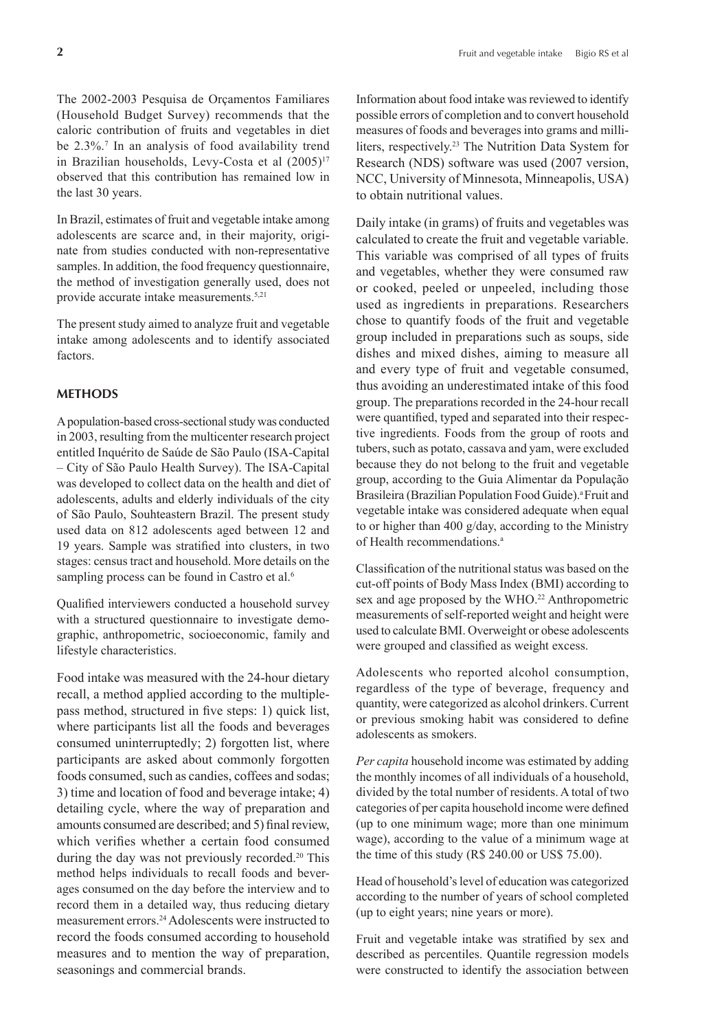The 2002-2003 Pesquisa de Orçamentos Familiares (Household Budget Survey) recommends that the caloric contribution of fruits and vegetables in diet be 2.3%.[7] In an analysis of food availability trend in Brazilian households, Levy-Costa et al (2005)[17] observed that this contribution has remained low in the last 30 years.

In Brazil, estimates of fruit and vegetable intake among adolescents are scarce and, in their majority, originate from studies conducted with non-representative samples. In addition, the food frequency questionnaire, the method of investigation generally used, does not provide accurate intake measurements.[5,21]

The present study aimed to analyze fruit and vegetable intake among adolescents and to identify associated factors.

## METHODS

A population-based cross-sectional study was conducted in 2003, resulting from the multicenter research project entitled Inquérito de Saúde de São Paulo (ISA-Capital – City of São Paulo Health Survey). The ISA-Capital was developed to collect data on the health and diet of adolescents, adults and elderly individuals of the city of São Paulo, Souhteastern Brazil. The present study used data on 812 adolescents aged between 12 and 19 years. Sample was stratified into clusters, in two stages: census tract and household. More details on the sampling process can be found in Castro et al.[6]

Qualified interviewers conducted a household survey with a structured questionnaire to investigate demographic, anthropometric, socioeconomic, family and lifestyle characteristics.

Food intake was measured with the 24-hour dietary recall, a method applied according to the multiple-pass method, structured in five steps: 1) quick list, where participants list all the foods and beverages consumed uninterruptedly; 2) forgotten list, where participants are asked about commonly forgotten foods consumed, such as candies, coffees and sodas; 3) time and location of food and beverage intake; 4) detailing cycle, where the way of preparation and amounts consumed are described; and 5) final review, which verifies whether a certain food consumed during the day was not previously recorded.[20] This method helps individuals to recall foods and beverages consumed on the day before the interview and to record them in a detailed way, thus reducing dietary measurement errors.[24] Adolescents were instructed to record the foods consumed according to household measures and to mention the way of preparation, seasonings and commercial brands.

Information about food intake was reviewed to identify possible errors of completion and to convert household measures of foods and beverages into grams and milliliters, respectively.[23] The Nutrition Data System for Research (NDS) software was used (2007 version, NCC, University of Minnesota, Minneapolis, USA) to obtain nutritional values.

Daily intake (in grams) of fruits and vegetables was calculated to create the fruit and vegetable variable. This variable was comprised of all types of fruits and vegetables, whether they were consumed raw or cooked, peeled or unpeeled, including those used as ingredients in preparations. Researchers chose to quantify foods of the fruit and vegetable group included in preparations such as soups, side dishes and mixed dishes, aiming to measure all and every type of fruit and vegetable consumed, thus avoiding an underestimated intake of this food group. The preparations recorded in the 24-hour recall were quantified, typed and separated into their respective ingredients. Foods from the group of roots and tubers, such as potato, cassava and yam, were excluded because they do not belong to the fruit and vegetable group, according to the Guia Alimentar da População Brasileira (Brazilian Population Food Guide).[a] Fruit and vegetable intake was considered adequate when equal to or higher than 400 g/day, according to the Ministry of Health recommendations.[a]

Classification of the nutritional status was based on the cut-off points of Body Mass Index (BMI) according to sex and age proposed by the WHO.[22] Anthropometric measurements of self-reported weight and height were used to calculate BMI. Overweight or obese adolescents were grouped and classified as weight excess.

Adolescents who reported alcohol consumption, regardless of the type of beverage, frequency and quantity, were categorized as alcohol drinkers. Current or previous smoking habit was considered to define adolescents as smokers.

*Per capita* household income was estimated by adding the monthly incomes of all individuals of a household, divided by the total number of residents. A total of two categories of per capita household income were defined (up to one minimum wage; more than one minimum wage), according to the value of a minimum wage at the time of this study (R$ 240.00 or US$ 75.00).

Head of household's level of education was categorized according to the number of years of school completed (up to eight years; nine years or more).

Fruit and vegetable intake was stratified by sex and described as percentiles. Quantile regression models were constructed to identify the association between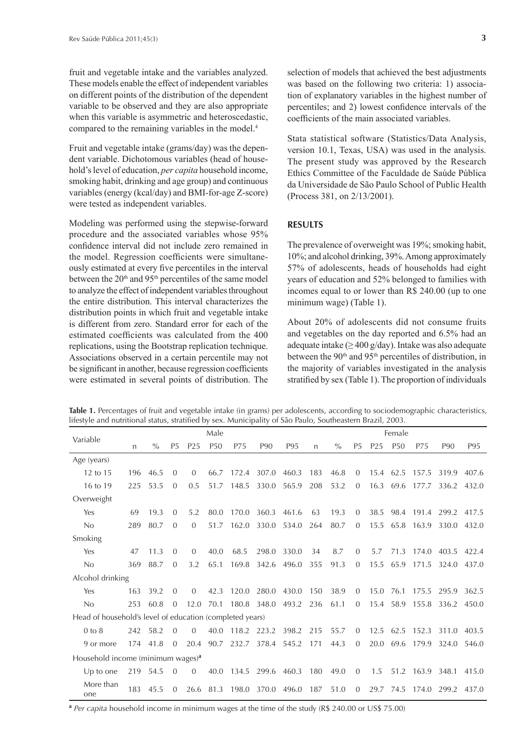fruit and vegetable intake and the variables analyzed. These models enable the effect of independent variables on different points of the distribution of the dependent variable to be observed and they are also appropriate when this variable is asymmetric and heteroscedastic, compared to the remaining variables in the model.[4]

Fruit and vegetable intake (grams/day) was the dependent variable. Dichotomous variables (head of household's level of education, *per capita* household income, smoking habit, drinking and age group) and continuous variables (energy (kcal/day) and BMI-for-age Z-score) were tested as independent variables.

Modeling was performed using the stepwise-forward procedure and the associated variables whose 95% confidence interval did not include zero remained in the model. Regression coefficients were simultaneously estimated at every five percentiles in the interval between the 20th and 95th percentiles of the same model to analyze the effect of independent variables throughout the entire distribution. This interval characterizes the distribution points in which fruit and vegetable intake is different from zero. Standard error for each of the estimated coefficients was calculated from the 400 replications, using the Bootstrap replication technique. Associations observed in a certain percentile may not be significant in another, because regression coefficients were estimated in several points of distribution. The selection of models that achieved the best adjustments was based on the following two criteria: 1) association of explanatory variables in the highest number of percentiles; and 2) lowest confidence intervals of the coefficients of the main associated variables.

Stata statistical software (Statistics/Data Analysis, version 10.1, Texas, USA) was used in the analysis. The present study was approved by the Research Ethics Committee of the Faculdade de Saúde Pública da Universidade de São Paulo School of Public Health (Process 381, on 2/13/2001).

## RESULTS

The prevalence of overweight was 19%; smoking habit, 10%; and alcohol drinking, 39%. Among approximately 57% of adolescents, heads of households had eight years of education and 52% belonged to families with incomes equal to or lower than R$ 240.00 (up to one minimum wage) (Table 1).

About 20% of adolescents did not consume fruits and vegetables on the day reported and 6.5% had an adequate intake ($\geq$ 400 g/day). Intake was also adequate between the 90th and 95th percentiles of distribution, in the majority of variables investigated in the analysis stratified by sex (Table 1). The proportion of individuals

**Table 1.** Percentages of fruit and vegetable intake (in grams) per adolescents, according to sociodemographic characteristics, lifestyle and nutritional status, stratified by sex. Municipality of São Paulo, Southeastern Brazil, 2003.

| Variable | Male | | | | | | | | Female | | | | | | | |
|---|---|---|---|---|---|---|---|---|---|---|---|---|---|---|---|---|
| | n | % | P5 | P25 | P50 | P75 | P90 | P95 | n | % | P5 | P25 | P50 | P75 | P90 | P95 |
| Age (years) | | | | | | | | | | | | | | | | |
| 12 to 15 | 196 | 46.5 | 0 | 0 | 66.7 | 172.4 | 307.0 | 460.3 | 183 | 46.8 | 0 | 15.4 | 62.5 | 157.5 | 319.9 | 407.6 |
| 16 to 19 | 225 | 53.5 | 0 | 0.5 | 51.7 | 148.5 | 330.0 | 565.9 | 208 | 53.2 | 0 | 16.3 | 69.6 | 177.7 | 336.2 | 432.0 |
| Overweight | | | | | | | | | | | | | | | | |
| Yes | 69 | 19.3 | 0 | 5.2 | 80.0 | 170.0 | 360.3 | 461.6 | 63 | 19.3 | 0 | 38.5 | 98.4 | 191.4 | 299.2 | 417.5 |
| No | 289 | 80.7 | 0 | 0 | 51.7 | 162.0 | 330.0 | 534.0 | 264 | 80.7 | 0 | 15.5 | 65.8 | 163.9 | 330.0 | 432.0 |
| Smoking | | | | | | | | | | | | | | | | |
| Yes | 47 | 11.3 | 0 | 0 | 40.0 | 68.5 | 298.0 | 330.0 | 34 | 8.7 | 0 | 5.7 | 71.3 | 174.0 | 403.5 | 422.4 |
| No | 369 | 88.7 | 0 | 3.2 | 65.1 | 169.8 | 342.6 | 496.0 | 355 | 91.3 | 0 | 15.5 | 65.9 | 171.5 | 324.0 | 437.0 |
| Alcohol drinking | | | | | | | | | | | | | | | | |
| Yes | 163 | 39.2 | 0 | 0 | 42.3 | 120.0 | 280.0 | 430.0 | 150 | 38.9 | 0 | 15.0 | 76.1 | 175.5 | 295.9 | 362.5 |
| No | 253 | 60.8 | 0 | 12.0 | 70.1 | 180.8 | 348.0 | 493.2 | 236 | 61.1 | 0 | 15.4 | 58.9 | 155.8 | 336.2 | 450.0 |
| Head of household's level of education (completed years) | | | | | | | | | | | | | | | | |
| 0 to 8 | 242 | 58.2 | 0 | 0 | 40.0 | 118.2 | 223.2 | 398.2 | 215 | 55.7 | 0 | 12.5 | 62.5 | 152.3 | 311.0 | 403.5 |
| 9 or more | 174 | 41.8 | 0 | 20.4 | 90.7 | 232.7 | 378.4 | 545.2 | 171 | 44.3 | 0 | 20.0 | 69.6 | 179.9 | 324.0 | 546.0 |
| Household income (minimum wages)[a] | | | | | | | | | | | | | | | | |
| Up to one | 219 | 54.5 | 0 | 0 | 40.0 | 134.5 | 299.6 | 460.3 | 180 | 49.0 | 0 | 1.5 | 51.2 | 163.9 | 348.1 | 415.0 |
| More than one | 183 | 45.5 | 0 | 26.6 | 81.3 | 198.0 | 370.0 | 496.0 | 187 | 51.0 | 0 | 29.7 | 74.5 | 174.0 | 299.2 | 437.0 |

[a] *Per capita* household income in minimum wages at the time of the study (R$ 240.00 or US$ 75.00)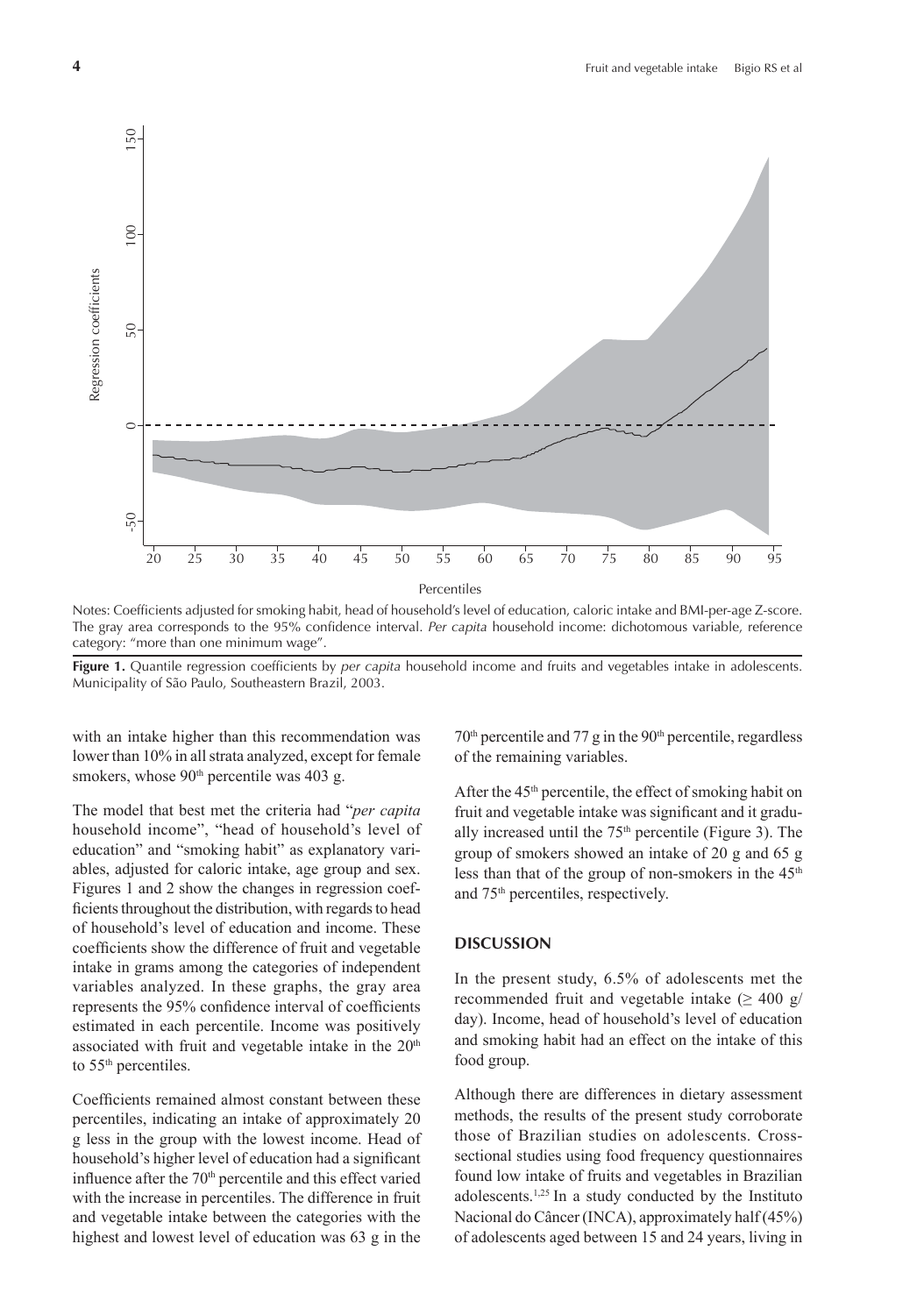Notes: Coefficients adjusted for smoking habit, head of household's level of education, caloric intake and BMI-per-age Z-score. The gray area corresponds to the 95% confidence interval. *Per capita* household income: dichotomous variable, reference category: "more than one minimum wage".

**Figure 1.** Quantile regression coefficients by *per capita* household income and fruits and vegetables intake in adolescents. Municipality of São Paulo, Southeastern Brazil, 2003.

with an intake higher than this recommendation was lower than 10% in all strata analyzed, except for female smokers, whose 90[th] percentile was 403 g.

The model that best met the criteria had "*per capita* household income", "head of household's level of education" and "smoking habit" as explanatory variables, adjusted for caloric intake, age group and sex. Figures 1 and 2 show the changes in regression coefficients throughout the distribution, with regards to head of household's level of education and income. These coefficients show the difference of fruit and vegetable intake in grams among the categories of independent variables analyzed. In these graphs, the gray area represents the 95% confidence interval of coefficients estimated in each percentile. Income was positively associated with fruit and vegetable intake in the 20[th] to 55[th] percentiles.

Coefficients remained almost constant between these percentiles, indicating an intake of approximately 20 g less in the group with the lowest income. Head of household's higher level of education had a significant influence after the 70[th] percentile and this effect varied with the increase in percentiles. The difference in fruit and vegetable intake between the categories with the highest and lowest level of education was 63 g in the 70[th] percentile and 77 g in the 90[th] percentile, regardless of the remaining variables.

After the 45[th] percentile, the effect of smoking habit on fruit and vegetable intake was significant and it gradually increased until the 75[th] percentile (Figure 3). The group of smokers showed an intake of 20 g and 65 g less than that of the group of non-smokers in the 45[th] and 75[th] percentiles, respectively.

## DISCUSSION

In the present study, 6.5% of adolescents met the recommended fruit and vegetable intake ($\geq$ 400 g/day). Income, head of household's level of education and smoking habit had an effect on the intake of this food group.

Although there are differences in dietary assessment methods, the results of the present study corroborate those of Brazilian studies on adolescents. Cross-sectional studies using food frequency questionnaires found low intake of fruits and vegetables in Brazilian adolescents.[1,25] In a study conducted by the Instituto Nacional do Câncer (INCA), approximately half (45%) of adolescents aged between 15 and 24 years, living in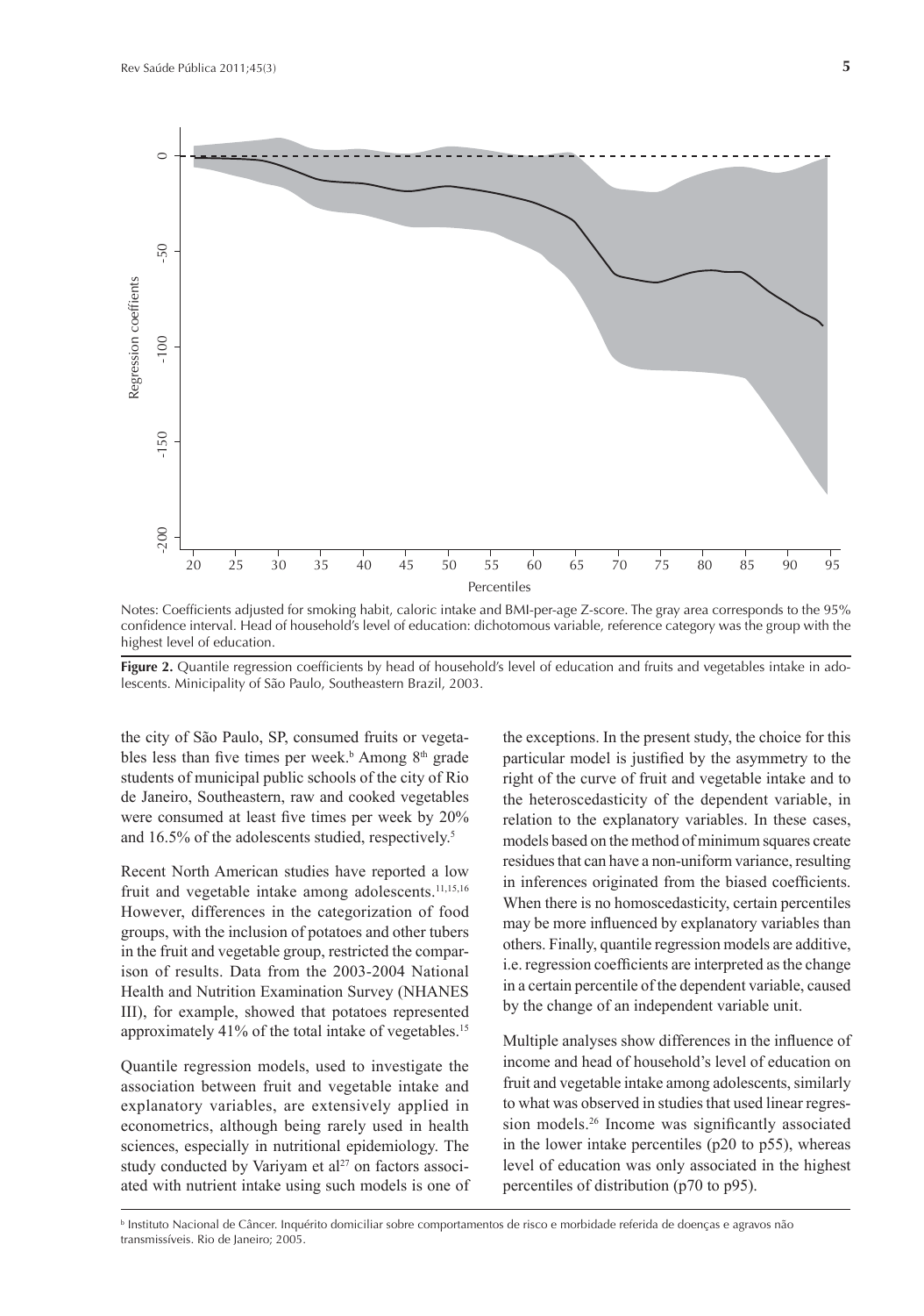Notes: Coefficients adjusted for smoking habit, caloric intake and BMI-per-age Z-score. The gray area corresponds to the 95% confidence interval. Head of household's level of education: dichotomous variable, reference category was the group with the highest level of education.

**Figure 2.** Quantile regression coefficients by head of household's level of education and fruits and vegetables intake in adolescents. Minicipality of São Paulo, Southeastern Brazil, 2003.

the city of São Paulo, SP, consumed fruits or vegetables less than five times per week.[b] Among 8[th] grade students of municipal public schools of the city of Rio de Janeiro, Southeastern, raw and cooked vegetables were consumed at least five times per week by 20% and 16.5% of the adolescents studied, respectively.[5]

Recent North American studies have reported a low fruit and vegetable intake among adolescents.[11,15,16] However, differences in the categorization of food groups, with the inclusion of potatoes and other tubers in the fruit and vegetable group, restricted the comparison of results. Data from the 2003-2004 National Health and Nutrition Examination Survey (NHANES III), for example, showed that potatoes represented approximately 41% of the total intake of vegetables.[15]

Quantile regression models, used to investigate the association between fruit and vegetable intake and explanatory variables, are extensively applied in econometrics, although being rarely used in health sciences, especially in nutritional epidemiology. The study conducted by Variyam et al[27] on factors associated with nutrient intake using such models is one of the exceptions. In the present study, the choice for this particular model is justified by the asymmetry to the right of the curve of fruit and vegetable intake and to the heteroscedasticity of the dependent variable, in relation to the explanatory variables. In these cases, models based on the method of minimum squares create residues that can have a non-uniform variance, resulting in inferences originated from the biased coefficients. When there is no homoscedasticity, certain percentiles may be more influenced by explanatory variables than others. Finally, quantile regression models are additive, i.e. regression coefficients are interpreted as the change in a certain percentile of the dependent variable, caused by the change of an independent variable unit.

Multiple analyses show differences in the influence of income and head of household's level of education on fruit and vegetable intake among adolescents, similarly to what was observed in studies that used linear regression models.[26] Income was significantly associated in the lower intake percentiles (p20 to p55), whereas level of education was only associated in the highest percentiles of distribution (p70 to p95).

[b] Instituto Nacional de Câncer. Inquérito domiciliar sobre comportamentos de risco e morbidade referida de doenças e agravos não transmissíveis. Rio de Janeiro; 2005.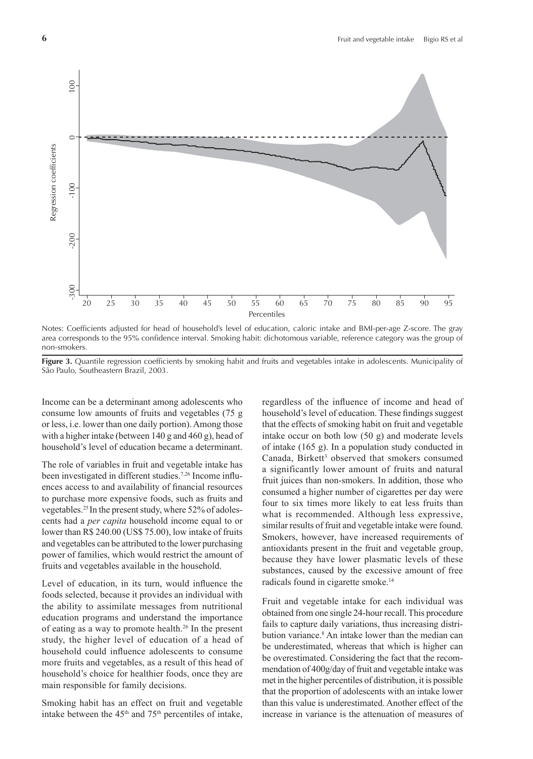Notes: Coefficients adjusted for head of household's level of education, caloric intake and BMI-per-age Z-score. The gray area corresponds to the 95% confidence interval. Smoking habit: dichotomous variable, reference category was the group of non-smokers.

**Figure 3.** Quantile regression coefficients by smoking habit and fruits and vegetables intake in adolescents. Municipality of São Paulo, Southeastern Brazil, 2003.

Income can be a determinant among adolescents who consume low amounts of fruits and vegetables (75 g or less, i.e. lower than one daily portion). Among those with a higher intake (between 140 g and 460 g), head of household's level of education became a determinant.

The role of variables in fruit and vegetable intake has been investigated in different studies.[7,26] Income influences access to and availability of financial resources to purchase more expensive foods, such as fruits and vegetables.[25] In the present study, where 52% of adolescents had a *per capita* household income equal to or lower than R$ 240.00 (US$ 75.00), low intake of fruits and vegetables can be attributed to the lower purchasing power of families, which would restrict the amount of fruits and vegetables available in the household.

Level of education, in its turn, would influence the foods selected, because it provides an individual with the ability to assimilate messages from nutritional education programs and understand the importance of eating as a way to promote health.[26] In the present study, the higher level of education of a head of household could influence adolescents to consume more fruits and vegetables, as a result of this head of household's choice for healthier foods, once they are main responsible for family decisions.

Smoking habit has an effect on fruit and vegetable intake between the 45[th] and 75[th] percentiles of intake, regardless of the influence of income and head of household's level of education. These findings suggest that the effects of smoking habit on fruit and vegetable intake occur on both low (50 g) and moderate levels of intake (165 g). In a population study conducted in Canada, Birkett[3] observed that smokers consumed a significantly lower amount of fruits and natural fruit juices than non-smokers. In addition, those who consumed a higher number of cigarettes per day were four to six times more likely to eat less fruits than what is recommended. Although less expressive, similar results of fruit and vegetable intake were found. Smokers, however, have increased requirements of antioxidants present in the fruit and vegetable group, because they have lower plasmatic levels of these substances, caused by the excessive amount of free radicals found in cigarette smoke.[14]

Fruit and vegetable intake for each individual was obtained from one single 24-hour recall. This procedure fails to capture daily variations, thus increasing distribution variance.[8] An intake lower than the median can be underestimated, whereas that which is higher can be overestimated. Considering the fact that the recommendation of 400g/day of fruit and vegetable intake was met in the higher percentiles of distribution, it is possible that the proportion of adolescents with an intake lower than this value is underestimated. Another effect of the increase in variance is the attenuation of measures of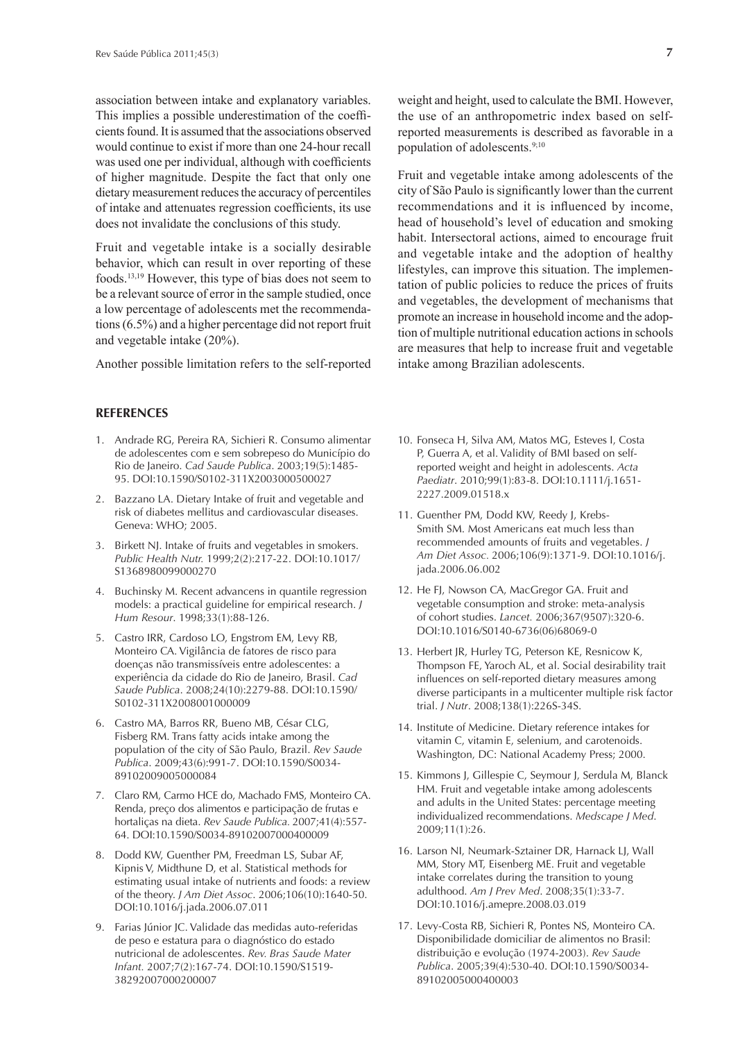association between intake and explanatory variables. This implies a possible underestimation of the coefficients found. It is assumed that the associations observed would continue to exist if more than one 24-hour recall was used one per individual, although with coefficients of higher magnitude. Despite the fact that only one dietary measurement reduces the accuracy of percentiles of intake and attenuates regression coefficients, its use does not invalidate the conclusions of this study.

Fruit and vegetable intake is a socially desirable behavior, which can result in over reporting of these foods.[13,19] However, this type of bias does not seem to be a relevant source of error in the sample studied, once a low percentage of adolescents met the recommendations (6.5%) and a higher percentage did not report fruit and vegetable intake (20%).

Another possible limitation refers to the self-reported weight and height, used to calculate the BMI. However, the use of an anthropometric index based on self-reported measurements is described as favorable in a population of adolescents.[9;10]

Fruit and vegetable intake among adolescents of the city of São Paulo is significantly lower than the current recommendations and it is influenced by income, head of household's level of education and smoking habit. Intersectoral actions, aimed to encourage fruit and vegetable intake and the adoption of healthy lifestyles, can improve this situation. The implementation of public policies to reduce the prices of fruits and vegetables, the development of mechanisms that promote an increase in household income and the adoption of multiple nutritional education actions in schools are measures that help to increase fruit and vegetable intake among Brazilian adolescents.

## REFERENCES

1. Andrade RG, Pereira RA, Sichieri R. Consumo alimentar de adolescentes com e sem sobrepeso do Município do Rio de Janeiro. *Cad Saude Publica*. 2003;19(5):1485-95. DOI:10.1590/S0102-311X2003000500027
2. Bazzano LA. Dietary Intake of fruit and vegetable and risk of diabetes mellitus and cardiovascular diseases. Geneva: WHO; 2005.
3. Birkett NJ. Intake of fruits and vegetables in smokers. *Public Health Nutr.* 1999;2(2):217-22. DOI:10.1017/S1368980099000270
4. Buchinsky M. Recent advancens in quantile regression models: a practical guideline for empirical research. *J Hum Resour*. 1998;33(1):88-126.
5. Castro IRR, Cardoso LO, Engstrom EM, Levy RB, Monteiro CA. Vigilância de fatores de risco para doenças não transmissíveis entre adolescentes: a experiência da cidade do Rio de Janeiro, Brasil. *Cad Saude Publica*. 2008;24(10):2279-88. DOI:10.1590/S0102-311X2008001000009
6. Castro MA, Barros RR, Bueno MB, César CLG, Fisberg RM. Trans fatty acids intake among the population of the city of São Paulo, Brazil. *Rev Saude Publica*. 2009;43(6):991-7. DOI:10.1590/S0034-89102009005000084
7. Claro RM, Carmo HCE do, Machado FMS, Monteiro CA. Renda, preço dos alimentos e participação de frutas e hortaliças na dieta. *Rev Saude Publica.* 2007;41(4):557-64. DOI:10.1590/S0034-89102007000400009
8. Dodd KW, Guenther PM, Freedman LS, Subar AF, Kipnis V, Midthune D, et al. Statistical methods for estimating usual intake of nutrients and foods: a review of the theory. *J Am Diet Assoc*. 2006;106(10):1640-50. DOI:10.1016/j.jada.2006.07.011
9. Farias Júnior JC. Validade das medidas auto-referidas de peso e estatura para o diagnóstico do estado nutricional de adolescentes. *Rev. Bras Saude Mater Infant*. 2007;7(2):167-74. DOI:10.1590/S1519-38292007000200007
10. Fonseca H, Silva AM, Matos MG, Esteves I, Costa P, Guerra A, et al. Validity of BMI based on self-reported weight and height in adolescents. *Acta Paediatr*. 2010;99(1):83-8. DOI:10.1111/j.1651-2227.2009.01518.x
11. Guenther PM, Dodd KW, Reedy J, Krebs-Smith SM. Most Americans eat much less than recommended amounts of fruits and vegetables. *J Am Diet Assoc*. 2006;106(9):1371-9. DOI:10.1016/j.jada.2006.06.002
12. He FJ, Nowson CA, MacGregor GA. Fruit and vegetable consumption and stroke: meta-analysis of cohort studies. *Lancet*. 2006;367(9507):320-6. DOI:10.1016/S0140-6736(06)68069-0
13. Herbert JR, Hurley TG, Peterson KE, Resnicow K, Thompson FE, Yaroch AL, et al. Social desirability trait influences on self-reported dietary measures among diverse participants in a multicenter multiple risk factor trial. *J Nutr*. 2008;138(1):226S-34S.
14. Institute of Medicine. Dietary reference intakes for vitamin C, vitamin E, selenium, and carotenoids. Washington, DC: National Academy Press; 2000.
15. Kimmons J, Gillespie C, Seymour J, Serdula M, Blanck HM. Fruit and vegetable intake among adolescents and adults in the United States: percentage meeting individualized recommendations. *Medscape J Med*. 2009;11(1):26.
16. Larson NI, Neumark-Sztainer DR, Harnack LJ, Wall MM, Story MT, Eisenberg ME. Fruit and vegetable intake correlates during the transition to young adulthood. *Am J Prev Med*. 2008;35(1):33-7. DOI:10.1016/j.amepre.2008.03.019
17. Levy-Costa RB, Sichieri R, Pontes NS, Monteiro CA. Disponibilidade domiciliar de alimentos no Brasil: distribuição e evolução (1974-2003). *Rev Saude Publica*. 2005;39(4):530-40. DOI:10.1590/S0034-89102005000400003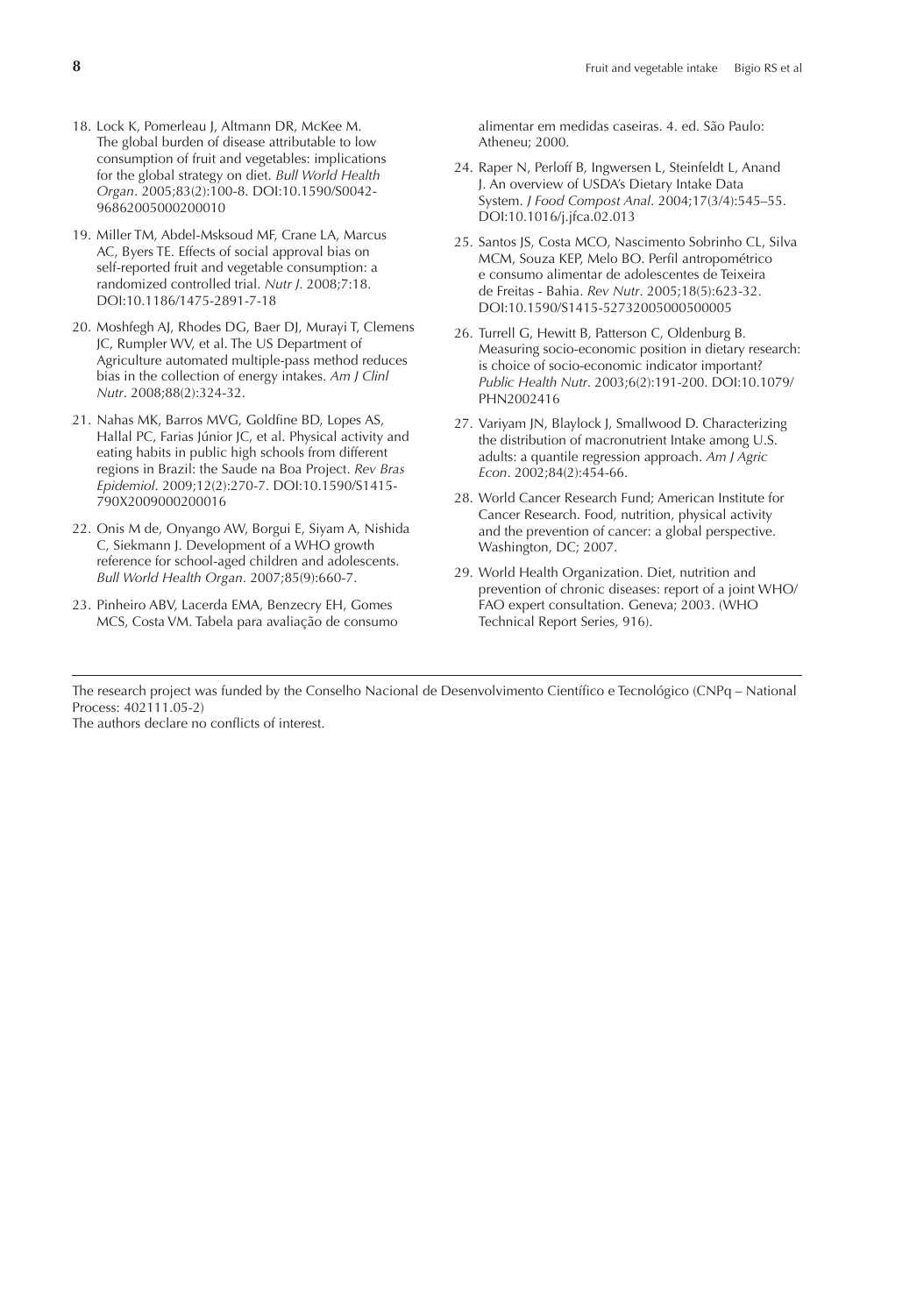18. Lock K, Pomerleau J, Altmann DR, McKee M. The global burden of disease attributable to low consumption of fruit and vegetables: implications for the global strategy on diet. *Bull World Health Organ*. 2005;83(2):100-8. DOI:10.1590/S0042-96862005000200010

19. Miller TM, Abdel-Msksoud MF, Crane LA, Marcus AC, Byers TE. Effects of social approval bias on self-reported fruit and vegetable consumption: a randomized controlled trial. *Nutr J*. 2008;7:18. DOI:10.1186/1475-2891-7-18

20. Moshfegh AJ, Rhodes DG, Baer DJ, Murayi T, Clemens JC, Rumpler WV, et al. The US Department of Agriculture automated multiple-pass method reduces bias in the collection of energy intakes. *Am J Clinl Nutr*. 2008;88(2):324-32.

21. Nahas MK, Barros MVG, Goldfine BD, Lopes AS, Hallal PC, Farias Júnior JC, et al. Physical activity and eating habits in public high schools from different regions in Brazil: the Saude na Boa Project. *Rev Bras Epidemiol*. 2009;12(2):270-7. DOI:10.1590/S1415-790X2009000200016

22. Onis M de, Onyango AW, Borgui E, Siyam A, Nishida C, Siekmann J. Development of a WHO growth reference for school-aged children and adolescents. *Bull World Health Organ*. 2007;85(9):660-7.

23. Pinheiro ABV, Lacerda EMA, Benzecry EH, Gomes MCS, Costa VM. Tabela para avaliação de consumo alimentar em medidas caseiras. 4. ed. São Paulo: Atheneu; 2000.

24. Raper N, Perloff B, Ingwersen L, Steinfeldt L, Anand J. An overview of USDA's Dietary Intake Data System. *J Food Compost Anal*. 2004;17(3/4):545–55. DOI:10.1016/j.jfca.02.013

25. Santos JS, Costa MCO, Nascimento Sobrinho CL, Silva MCM, Souza KEP, Melo BO. Perfil antropométrico e consumo alimentar de adolescentes de Teixeira de Freitas - Bahia. *Rev Nutr*. 2005;18(5):623-32. DOI:10.1590/S1415-52732005000500005

26. Turrell G, Hewitt B, Patterson C, Oldenburg B. Measuring socio-economic position in dietary research: is choice of socio-economic indicator important? *Public Health Nutr*. 2003;6(2):191-200. DOI:10.1079/PHN2002416

27. Variyam JN, Blaylock J, Smallwood D. Characterizing the distribution of macronutrient Intake among U.S. adults: a quantile regression approach. *Am J Agric Econ*. 2002;84(2):454-66.

28. World Cancer Research Fund; American Institute for Cancer Research. Food, nutrition, physical activity and the prevention of cancer: a global perspective. Washington, DC; 2007.

29. World Health Organization. Diet, nutrition and prevention of chronic diseases: report of a joint WHO/FAO expert consultation. Geneva; 2003. (WHO Technical Report Series, 916).

---

The research project was funded by the Conselho Nacional de Desenvolvimento Científico e Tecnológico (CNPq – National Process: 402111.05-2)

The authors declare no conflicts of interest.